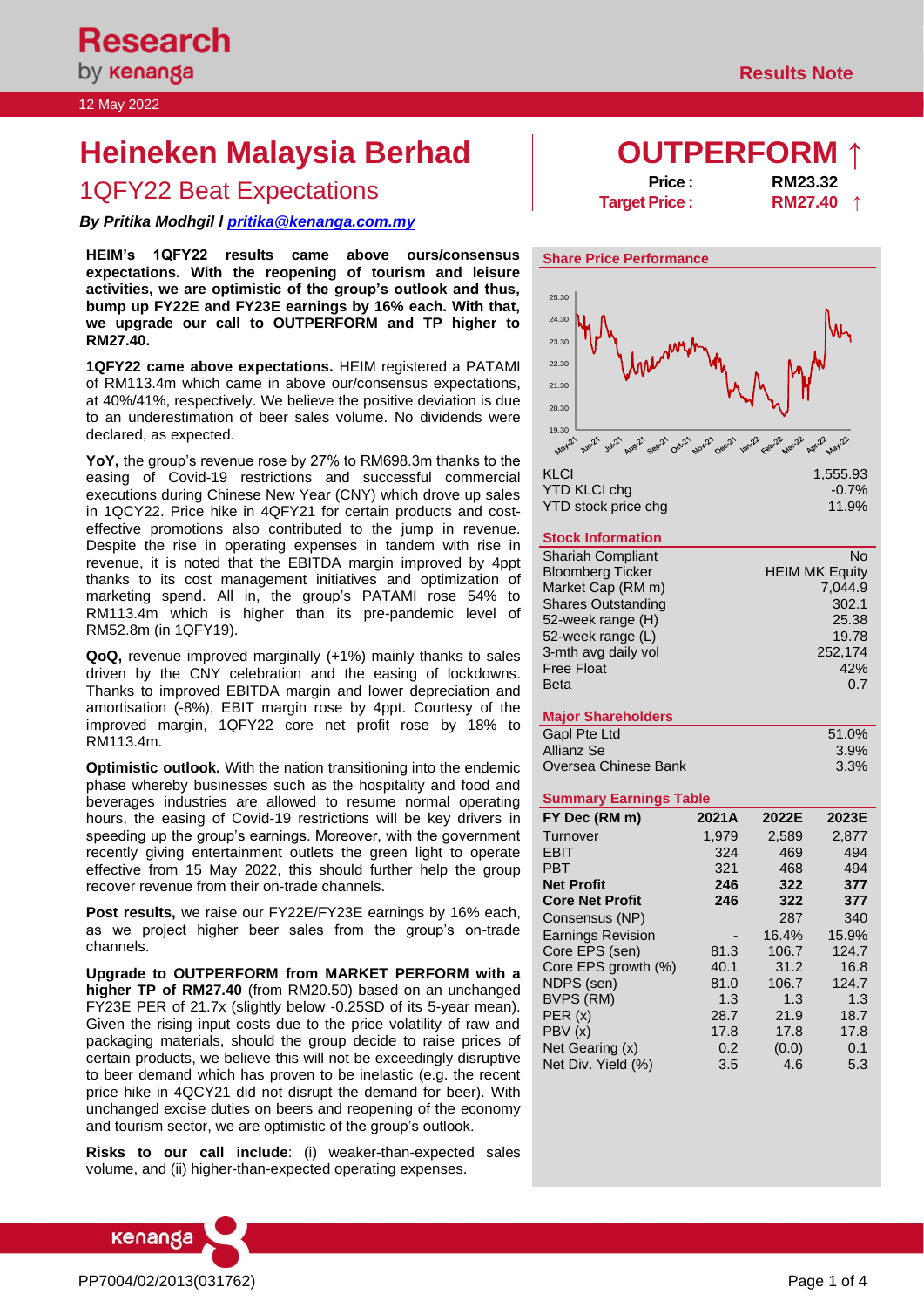12 May 2022

# Heineken Malaysia Berhad

## 1QFY22 Beat Expectations

***By Pritika Modhgil l pritika@kenanga.com.my***

# OUTPERFORM ↑

| | |
|---|---|
| **Price :** | **RM23.32** |
| **Target Price :** | **RM27.40 ↑** |

**HEIM's 1QFY22 results came above ours/consensus expectations. With the reopening of tourism and leisure activities, we are optimistic of the group's outlook and thus, bump up FY22E and FY23E earnings by 16% each. With that, we upgrade our call to OUTPERFORM and TP higher to RM27.40.**

**1QFY22 came above expectations.** HEIM registered a PATAMI of RM113.4m which came in above our/consensus expectations, at 40%/41%, respectively. We believe the positive deviation is due to an underestimation of beer sales volume. No dividends were declared, as expected.

**YoY,** the group's revenue rose by 27% to RM698.3m thanks to the easing of Covid-19 restrictions and successful commercial executions during Chinese New Year (CNY) which drove up sales in 1QCY22. Price hike in 4QFY21 for certain products and cost-effective promotions also contributed to the jump in revenue. Despite the rise in operating expenses in tandem with rise in revenue, it is noted that the EBITDA margin improved by 4ppt thanks to its cost management initiatives and optimization of marketing spend. All in, the group's PATAMI rose 54% to RM113.4m which is higher than its pre-pandemic level of RM52.8m (in 1QFY19).

**QoQ,** revenue improved marginally (+1%) mainly thanks to sales driven by the CNY celebration and the easing of lockdowns. Thanks to improved EBITDA margin and lower depreciation and amortisation (-8%), EBIT margin rose by 4ppt. Courtesy of the improved margin, 1QFY22 core net profit rose by 18% to RM113.4m.

**Optimistic outlook.** With the nation transitioning into the endemic phase whereby businesses such as the hospitality and food and beverages industries are allowed to resume normal operating hours, the easing of Covid-19 restrictions will be key drivers in speeding up the group's earnings. Moreover, with the government recently giving entertainment outlets the green light to operate effective from 15 May 2022, this should further help the group recover revenue from their on-trade channels.

**Post results,** we raise our FY22E/FY23E earnings by 16% each, as we project higher beer sales from the group's on-trade channels.

**Upgrade to OUTPERFORM from MARKET PERFORM with a higher TP of RM27.40** (from RM20.50) based on an unchanged FY23E PER of 21.7x (slightly below -0.25SD of its 5-year mean). Given the rising input costs due to the price volatility of raw and packaging materials, should the group decide to raise prices of certain products, we believe this will not be exceedingly disruptive to beer demand which has proven to be inelastic (e.g. the recent price hike in 4QCY21 did not disrupt the demand for beer). With unchanged excise duties on beers and reopening of the economy and tourism sector, we are optimistic of the group's outlook.

**Risks to our call include**: (i) weaker-than-expected sales volume, and (ii) higher-than-expected operating expenses.

### Share Price Performance

| | |
|---|---|
| KLCI | 1,555.93 |
| YTD KLCI chg | -0.7% |
| YTD stock price chg | 11.9% |

### Stock Information

| | |
|---|---|
| Shariah Compliant | No |
| Bloomberg Ticker | HEIM MK Equity |
| Market Cap (RM m) | 7,044.9 |
| Shares Outstanding | 302.1 |
| 52-week range (H) | 25.38 |
| 52-week range (L) | 19.78 |
| 3-mth avg daily vol | 252,174 |
| Free Float | 42% |
| Beta | 0.7 |

### Major Shareholders

| | |
|---|---|
| Gapl Pte Ltd | 51.0% |
| Allianz Se | 3.9% |
| Oversea Chinese Bank | 3.3% |

### Summary Earnings Table

| FY Dec (RM m) | 2021A | 2022E | 2023E |
|---|---|---|---|
| Turnover | 1,979 | 2,589 | 2,877 |
| EBIT | 324 | 469 | 494 |
| PBT | 321 | 468 | 494 |
| **Net Profit** | **246** | **322** | **377** |
| **Core Net Profit** | **246** | **322** | **377** |
| Consensus (NP) | | 287 | 340 |
| Earnings Revision | - | 16.4% | 15.9% |
| Core EPS (sen) | 81.3 | 106.7 | 124.7 |
| Core EPS growth (%) | 40.1 | 31.2 | 16.8 |
| NDPS (sen) | 81.0 | 106.7 | 124.7 |
| BVPS (RM) | 1.3 | 1.3 | 1.3 |
| PER (x) | 28.7 | 21.9 | 18.7 |
| PBV (x) | 17.8 | 17.8 | 17.8 |
| Net Gearing (x) | 0.2 | (0.0) | 0.1 |
| Net Div. Yield (%) | 3.5 | 4.6 | 5.3 |

PP7004/02/2013(031762)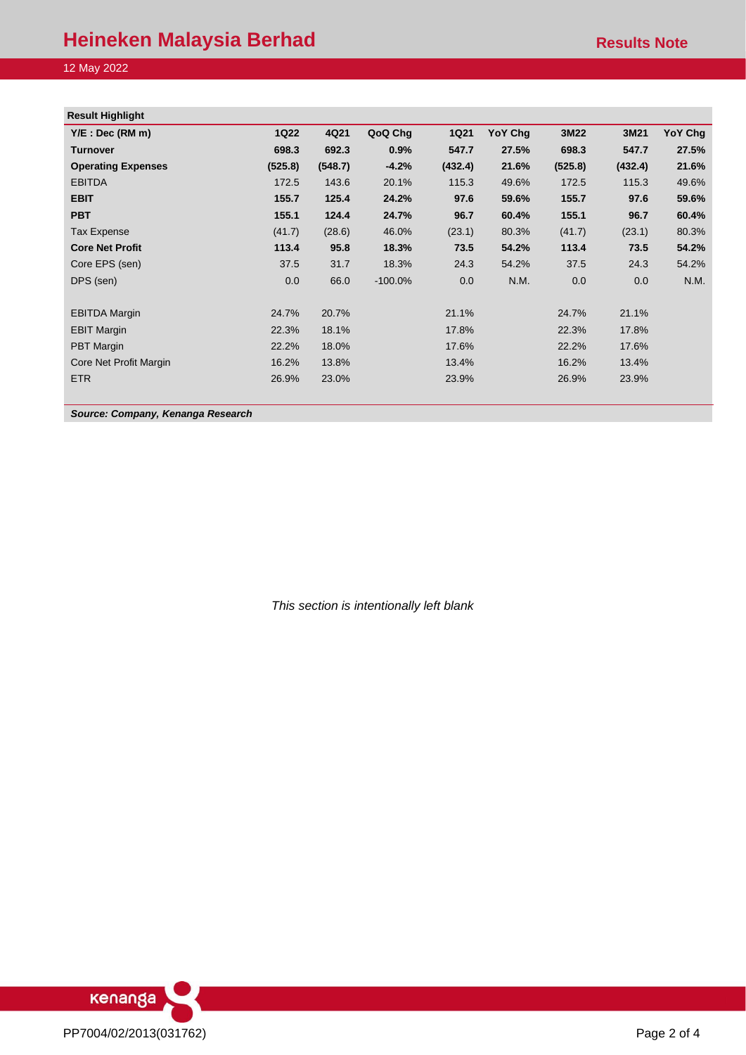**Result Highlight**

| Y/E : Dec (RM m) | 1Q22 | 4Q21 | QoQ Chg | 1Q21 | YoY Chg | 3M22 | 3M21 | YoY Chg |
|---|---|---|---|---|---|---|---|---|
| **Turnover** | **698.3** | **692.3** | **0.9%** | **547.7** | **27.5%** | **698.3** | **547.7** | **27.5%** |
| **Operating Expenses** | **(525.8)** | **(548.7)** | **-4.2%** | **(432.4)** | **21.6%** | **(525.8)** | **(432.4)** | **21.6%** |
| EBITDA | 172.5 | 143.6 | 20.1% | 115.3 | 49.6% | 172.5 | 115.3 | 49.6% |
| **EBIT** | **155.7** | **125.4** | **24.2%** | **97.6** | **59.6%** | **155.7** | **97.6** | **59.6%** |
| **PBT** | **155.1** | **124.4** | **24.7%** | **96.7** | **60.4%** | **155.1** | **96.7** | **60.4%** |
| Tax Expense | (41.7) | (28.6) | 46.0% | (23.1) | 80.3% | (41.7) | (23.1) | 80.3% |
| **Core Net Profit** | **113.4** | **95.8** | **18.3%** | **73.5** | **54.2%** | **113.4** | **73.5** | **54.2%** |
| Core EPS (sen) | 37.5 | 31.7 | 18.3% | 24.3 | 54.2% | 37.5 | 24.3 | 54.2% |
| DPS (sen) | 0.0 | 66.0 | -100.0% | 0.0 | N.M. | 0.0 | 0.0 | N.M. |
| | | | | | | | | |
| EBITDA Margin | 24.7% | 20.7% | | 21.1% | | 24.7% | 21.1% | |
| EBIT Margin | 22.3% | 18.1% | | 17.8% | | 22.3% | 17.8% | |
| PBT Margin | 22.2% | 18.0% | | 17.6% | | 22.2% | 17.6% | |
| Core Net Profit Margin | 16.2% | 13.8% | | 13.4% | | 16.2% | 13.4% | |
| ETR | 26.9% | 23.0% | | 23.9% | | 26.9% | 23.9% | |

***Source: Company, Kenanga Research***

*This section is intentionally left blank*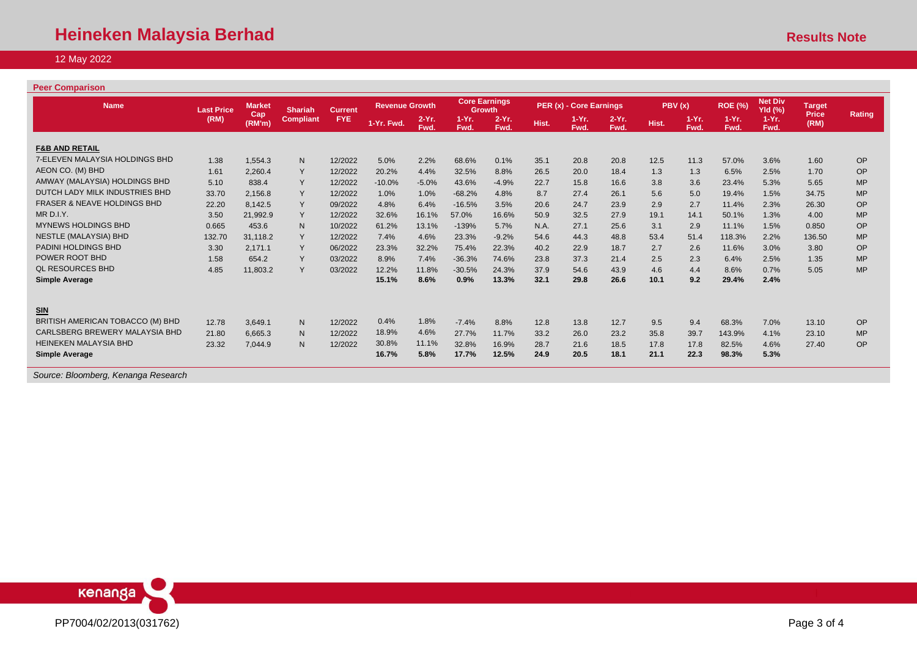## Peer Comparison

| Name | Last Price (RM) | Market Cap (RM'm) | Shariah Compliant | Current FYE | Revenue Growth | | Core Earnings Growth | | PER (x) - Core Earnings | | | PBV (x) | | ROE (%) | Net Div Yld (%) | Target Price (RM) | Rating |
|---|---|---|---|---|---|---|---|---|---|---|---|---|---|---|---|---|---|
| | | | | | 1-Yr. Fwd. | 2-Yr. Fwd. | 1-Yr. Fwd. | 2-Yr. Fwd. | Hist. | 1-Yr. Fwd. | 2-Yr. Fwd. | Hist. | 1-Yr. Fwd. | 1-Yr. Fwd. | 1-Yr. Fwd. | | |
| **F&B AND RETAIL** | | | | | | | | | | | | | | | | | |
| 7-ELEVEN MALAYSIA HOLDINGS BHD | 1.38 | 1,554.3 | N | 12/2022 | 5.0% | 2.2% | 68.6% | 0.1% | 35.1 | 20.8 | 20.8 | 12.5 | 11.3 | 57.0% | 3.6% | 1.60 | OP |
| AEON CO. (M) BHD | 1.61 | 2,260.4 | Y | 12/2022 | 20.2% | 4.4% | 32.5% | 8.8% | 26.5 | 20.0 | 18.4 | 1.3 | 1.3 | 6.5% | 2.5% | 1.70 | OP |
| AMWAY (MALAYSIA) HOLDINGS BHD | 5.10 | 838.4 | Y | 12/2022 | -10.0% | -5.0% | 43.6% | -4.9% | 22.7 | 15.8 | 16.6 | 3.8 | 3.6 | 23.4% | 5.3% | 5.65 | MP |
| DUTCH LADY MILK INDUSTRIES BHD | 33.70 | 2,156.8 | Y | 12/2022 | 1.0% | 1.0% | -68.2% | 4.8% | 8.7 | 27.4 | 26.1 | 5.6 | 5.0 | 19.4% | 1.5% | 34.75 | MP |
| FRASER & NEAVE HOLDINGS BHD | 22.20 | 8,142.5 | Y | 09/2022 | 4.8% | 6.4% | -16.5% | 3.5% | 20.6 | 24.7 | 23.9 | 2.9 | 2.7 | 11.4% | 2.3% | 26.30 | OP |
| MR D.I.Y. | 3.50 | 21,992.9 | Y | 12/2022 | 32.6% | 16.1% | 57.0% | 16.6% | 50.9 | 32.5 | 27.9 | 19.1 | 14.1 | 50.1% | 1.3% | 4.00 | MP |
| MYNEWS HOLDINGS BHD | 0.665 | 453.6 | N | 10/2022 | 61.2% | 13.1% | -139% | 5.7% | N.A. | 27.1 | 25.6 | 3.1 | 2.9 | 11.1% | 1.5% | 0.850 | OP |
| NESTLE (MALAYSIA) BHD | 132.70 | 31,118.2 | Y | 12/2022 | 7.4% | 4.6% | 23.3% | -9.2% | 54.6 | 44.3 | 48.8 | 53.4 | 51.4 | 118.3% | 2.2% | 136.50 | MP |
| PADINI HOLDINGS BHD | 3.30 | 2,171.1 | Y | 06/2022 | 23.3% | 32.2% | 75.4% | 22.3% | 40.2 | 22.9 | 18.7 | 2.7 | 2.6 | 11.6% | 3.0% | 3.80 | OP |
| POWER ROOT BHD | 1.58 | 654.2 | Y | 03/2022 | 8.9% | 7.4% | -36.3% | 74.6% | 23.8 | 37.3 | 21.4 | 2.5 | 2.3 | 6.4% | 2.5% | 1.35 | MP |
| QL RESOURCES BHD | 4.85 | 11,803.2 | Y | 03/2022 | 12.2% | 11.8% | -30.5% | 24.3% | 37.9 | 54.6 | 43.9 | 4.6 | 4.4 | 8.6% | 0.7% | 5.05 | MP |
| **Simple Average** | | | | | **15.1%** | **8.6%** | **0.9%** | **13.3%** | **32.1** | **29.8** | **26.6** | **10.1** | **9.2** | **29.4%** | **2.4%** | | |
| **SIN** | | | | | | | | | | | | | | | | | |
| BRITISH AMERICAN TOBACCO (M) BHD | 12.78 | 3,649.1 | N | 12/2022 | 0.4% | 1.8% | -7.4% | 8.8% | 12.8 | 13.8 | 12.7 | 9.5 | 9.4 | 68.3% | 7.0% | 13.10 | OP |
| CARLSBERG BREWERY MALAYSIA BHD | 21.80 | 6,665.3 | N | 12/2022 | 18.9% | 4.6% | 27.7% | 11.7% | 33.2 | 26.0 | 23.2 | 35.8 | 39.7 | 143.9% | 4.1% | 23.10 | MP |
| HEINEKEN MALAYSIA BHD | 23.32 | 7,044.9 | N | 12/2022 | 30.8% | 11.1% | 32.8% | 16.9% | 28.7 | 21.6 | 18.5 | 17.8 | 17.8 | 82.5% | 4.6% | 27.40 | OP |
| **Simple Average** | | | | | **16.7%** | **5.8%** | **17.7%** | **12.5%** | **24.9** | **20.5** | **18.1** | **21.1** | **22.3** | **98.3%** | **5.3%** | | |

*Source: Bloomberg, Kenanga Research*

PP7004/02/2013(031762)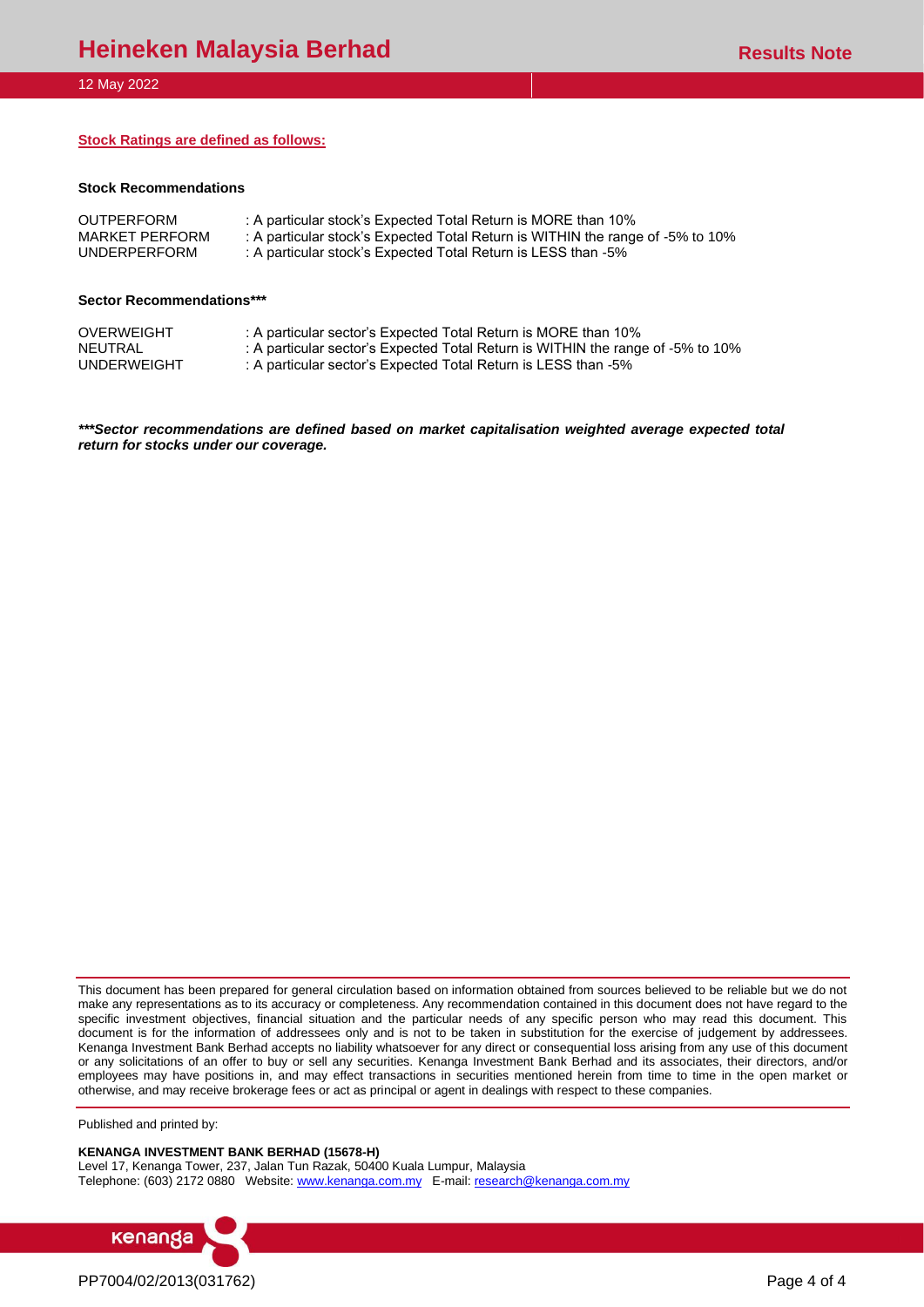**Stock Ratings are defined as follows:**

**Stock Recommendations**

| | |
|---|---|
| OUTPERFORM | : A particular stock's Expected Total Return is MORE than 10% |
| MARKET PERFORM | : A particular stock's Expected Total Return is WITHIN the range of -5% to 10% |
| UNDERPERFORM | : A particular stock's Expected Total Return is LESS than -5% |

**Sector Recommendations*****

| | |
|---|---|
| OVERWEIGHT | : A particular sector's Expected Total Return is MORE than 10% |
| NEUTRAL | : A particular sector's Expected Total Return is WITHIN the range of -5% to 10% |
| UNDERWEIGHT | : A particular sector's Expected Total Return is LESS than -5% |

***\*\*\*Sector recommendations are defined based on market capitalisation weighted average expected total return for stocks under our coverage.***

This document has been prepared for general circulation based on information obtained from sources believed to be reliable but we do not make any representations as to its accuracy or completeness. Any recommendation contained in this document does not have regard to the specific investment objectives, financial situation and the particular needs of any specific person who may read this document. This document is for the information of addressees only and is not to be taken in substitution for the exercise of judgement by addressees. Kenanga Investment Bank Berhad accepts no liability whatsoever for any direct or consequential loss arising from any use of this document or any solicitations of an offer to buy or sell any securities. Kenanga Investment Bank Berhad and its associates, their directors, and/or employees may have positions in, and may effect transactions in securities mentioned herein from time to time in the open market or otherwise, and may receive brokerage fees or act as principal or agent in dealings with respect to these companies.

Published and printed by:

**KENANGA INVESTMENT BANK BERHAD (15678-H)**
Level 17, Kenanga Tower, 237, Jalan Tun Razak, 50400 Kuala Lumpur, Malaysia
Telephone: (603) 2172 0880 Website: www.kenanga.com.my E-mail: research@kenanga.com.my

PP7004/02/2013(031762)